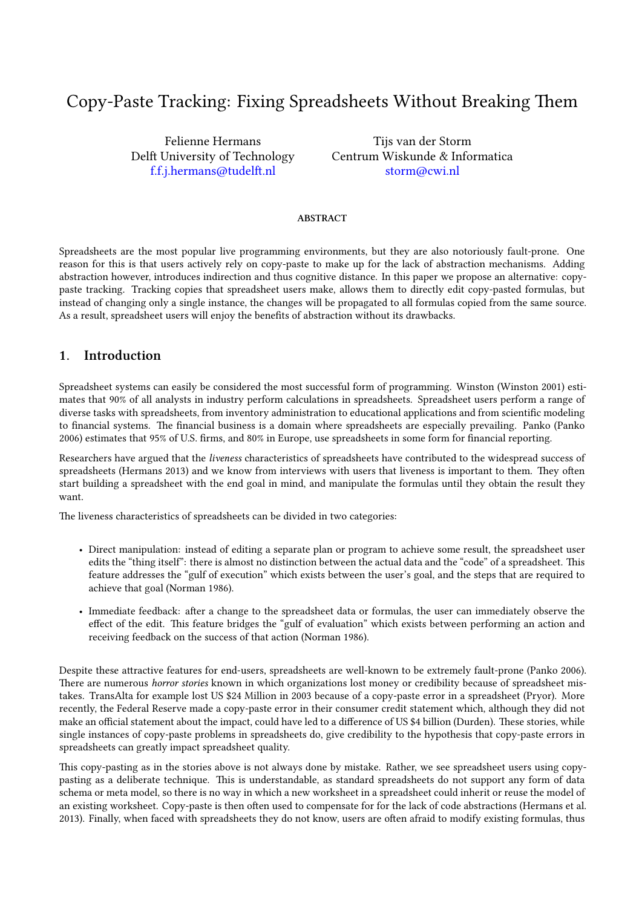# Copy-Paste Tracking: Fixing Spreadsheets Without Breaking Them

Felienne Hermans
Delft University of Technology
f.f.j.hermans@tudelft.nl

Tijs van der Storm
Centrum Wiskunde & Informatica
storm@cwi.nl

#### ABSTRACT

Spreadsheets are the most popular live programming environments, but they are also notoriously fault-prone. One reason for this is that users actively rely on copy-paste to make up for the lack of abstraction mechanisms. Adding abstraction however, introduces indirection and thus cognitive distance. In this paper we propose an alternative: copy-paste tracking. Tracking copies that spreadsheet users make, allows them to directly edit copy-pasted formulas, but instead of changing only a single instance, the changes will be propagated to all formulas copied from the same source. As a result, spreadsheet users will enjoy the benefits of abstraction without its drawbacks.

## 1. Introduction

Spreadsheet systems can easily be considered the most successful form of programming. Winston (Winston 2001) estimates that 90% of all analysts in industry perform calculations in spreadsheets. Spreadsheet users perform a range of diverse tasks with spreadsheets, from inventory administration to educational applications and from scientific modeling to financial systems. The financial business is a domain where spreadsheets are especially prevailing. Panko (Panko 2006) estimates that 95% of U.S. firms, and 80% in Europe, use spreadsheets in some form for financial reporting.

Researchers have argued that the *liveness* characteristics of spreadsheets have contributed to the widespread success of spreadsheets (Hermans 2013) and we know from interviews with users that liveness is important to them. They often start building a spreadsheet with the end goal in mind, and manipulate the formulas until they obtain the result they want.

The liveness characteristics of spreadsheets can be divided in two categories:

- Direct manipulation: instead of editing a separate plan or program to achieve some result, the spreadsheet user edits the "thing itself": there is almost no distinction between the actual data and the "code" of a spreadsheet. This feature addresses the "gulf of execution" which exists between the user's goal, and the steps that are required to achieve that goal (Norman 1986).
- Immediate feedback: after a change to the spreadsheet data or formulas, the user can immediately observe the effect of the edit. This feature bridges the "gulf of evaluation" which exists between performing an action and receiving feedback on the success of that action (Norman 1986).

Despite these attractive features for end-users, spreadsheets are well-known to be extremely fault-prone (Panko 2006). There are numerous *horror stories* known in which organizations lost money or credibility because of spreadsheet mistakes. TransAlta for example lost US $24 Million in 2003 because of a copy-paste error in a spreadsheet (Pryor). More recently, the Federal Reserve made a copy-paste error in their consumer credit statement which, although they did not make an official statement about the impact, could have led to a difference of US $4 billion (Durden). These stories, while single instances of copy-paste problems in spreadsheets do, give credibility to the hypothesis that copy-paste errors in spreadsheets can greatly impact spreadsheet quality.

This copy-pasting as in the stories above is not always done by mistake. Rather, we see spreadsheet users using copy-pasting as a deliberate technique. This is understandable, as standard spreadsheets do not support any form of data schema or meta model, so there is no way in which a new worksheet in a spreadsheet could inherit or reuse the model of an existing worksheet. Copy-paste is then often used to compensate for for the lack of code abstractions (Hermans et al. 2013). Finally, when faced with spreadsheets they do not know, users are often afraid to modify existing formulas, thus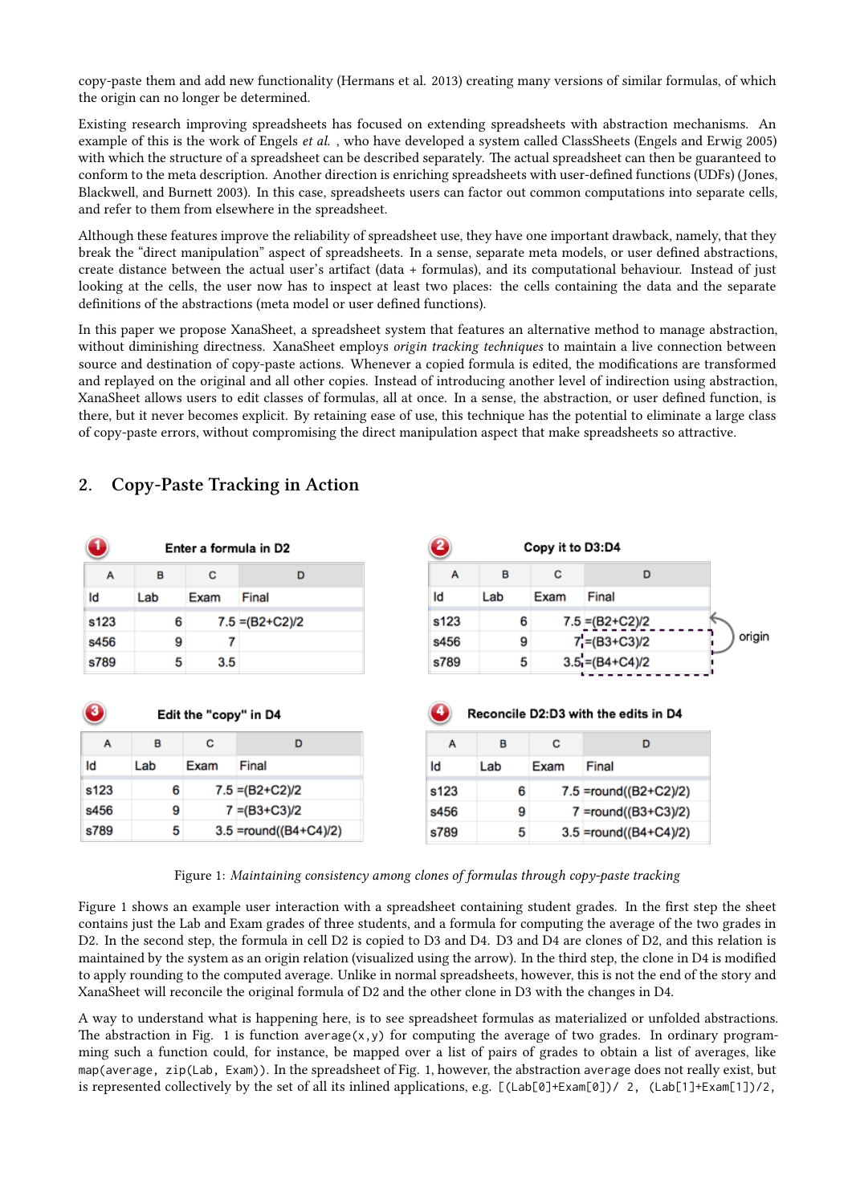copy-paste them and add new functionality (Hermans et al. 2013) creating many versions of similar formulas, of which the origin can no longer be determined.

Existing research improving spreadsheets has focused on extending spreadsheets with abstraction mechanisms. An example of this is the work of Engels *et al.*, who have developed a system called ClassSheets (Engels and Erwig 2005) with which the structure of a spreadsheet can be described separately. The actual spreadsheet can then be guaranteed to conform to the meta description. Another direction is enriching spreadsheets with user-defined functions (UDFs) (Jones, Blackwell, and Burnett 2003). In this case, spreadsheets users can factor out common computations into separate cells, and refer to them from elsewhere in the spreadsheet.

Although these features improve the reliability of spreadsheet use, they have one important drawback, namely, that they break the "direct manipulation" aspect of spreadsheets. In a sense, separate meta models, or user defined abstractions, create distance between the actual user's artifact (data + formulas), and its computational behaviour. Instead of just looking at the cells, the user now has to inspect at least two places: the cells containing the data and the separate definitions of the abstractions (meta model or user defined functions).

In this paper we propose XanaSheet, a spreadsheet system that features an alternative method to manage abstraction, without diminishing directness. XanaSheet employs *origin tracking techniques* to maintain a live connection between source and destination of copy-paste actions. Whenever a copied formula is edited, the modifications are transformed and replayed on the original and all other copies. Instead of introducing another level of indirection using abstraction, XanaSheet allows users to edit classes of formulas, all at once. In a sense, the abstraction, or user defined function, is there, but it never becomes explicit. By retaining ease of use, this technique has the potential to eliminate a large class of copy-paste errors, without compromising the direct manipulation aspect that make spreadsheets so attractive.

## 2. Copy-Paste Tracking in Action

**1 Enter a formula in D2**

| | A | B | C | D |
|---|---|---|---|---|
| 1 | Id | Lab | Exam | Final |
| 2 | s123 | 6 | 7.5 | =(B2+C2)/2 |
| 3 | s456 | 9 | 7 | |
| 4 | s789 | 5 | 3.5 | |

**2 Copy it to D3:D4**

| | A | B | C | D |
|---|---|---|---|---|
| 1 | Id | Lab | Exam | Final |
| 2 | s123 | 6 | 7.5 | =(B2+C2)/2 |
| 3 | s456 | 9 | 7 | =(B3+C3)/2 |
| 4 | s789 | 5 | 3.5 | =(B4+C4)/2 |

(origin)

**3 Edit the "copy" in D4**

| | A | B | C | D |
|---|---|---|---|---|
| 1 | Id | Lab | Exam | Final |
| 2 | s123 | 6 | 7.5 | =(B2+C2)/2 |
| 3 | s456 | 9 | 7 | =(B3+C3)/2 |
| 4 | s789 | 5 | 3.5 | =round((B4+C4)/2) |

**4 Reconcile D2:D3 with the edits in D4**

| | A | B | C | D |
|---|---|---|---|---|
| 1 | Id | Lab | Exam | Final |
| 2 | s123 | 6 | 7.5 | =round((B2+C2)/2) |
| 3 | s456 | 9 | 7 | =round((B3+C3)/2) |
| 4 | s789 | 5 | 3.5 | =round((B4+C4)/2) |

Figure 1: *Maintaining consistency among clones of formulas through copy-paste tracking*

Figure 1 shows an example user interaction with a spreadsheet containing student grades. In the first step the sheet contains just the Lab and Exam grades of three students, and a formula for computing the average of the two grades in D2. In the second step, the formula in cell D2 is copied to D3 and D4. D3 and D4 are clones of D2, and this relation is maintained by the system as an origin relation (visualized using the arrow). In the third step, the clone in D4 is modified to apply rounding to the computed average. Unlike in normal spreadsheets, however, this is not the end of the story and XanaSheet will reconcile the original formula of D2 and the other clone in D3 with the changes in D4.

A way to understand what is happening here, is to see spreadsheet formulas as materialized or unfolded abstractions. The abstraction in Fig. 1 is function `average(x,y)` for computing the average of two grades. In ordinary programming such a function could, for instance, be mapped over a list of pairs of grades to obtain a list of averages, like `map(average, zip(Lab, Exam))`. In the spreadsheet of Fig. 1, however, the abstraction `average` does not really exist, but is represented collectively by the set of all its inlined applications, e.g. `[(Lab[0]+Exam[0])/ 2, (Lab[1]+Exam[1])/2,`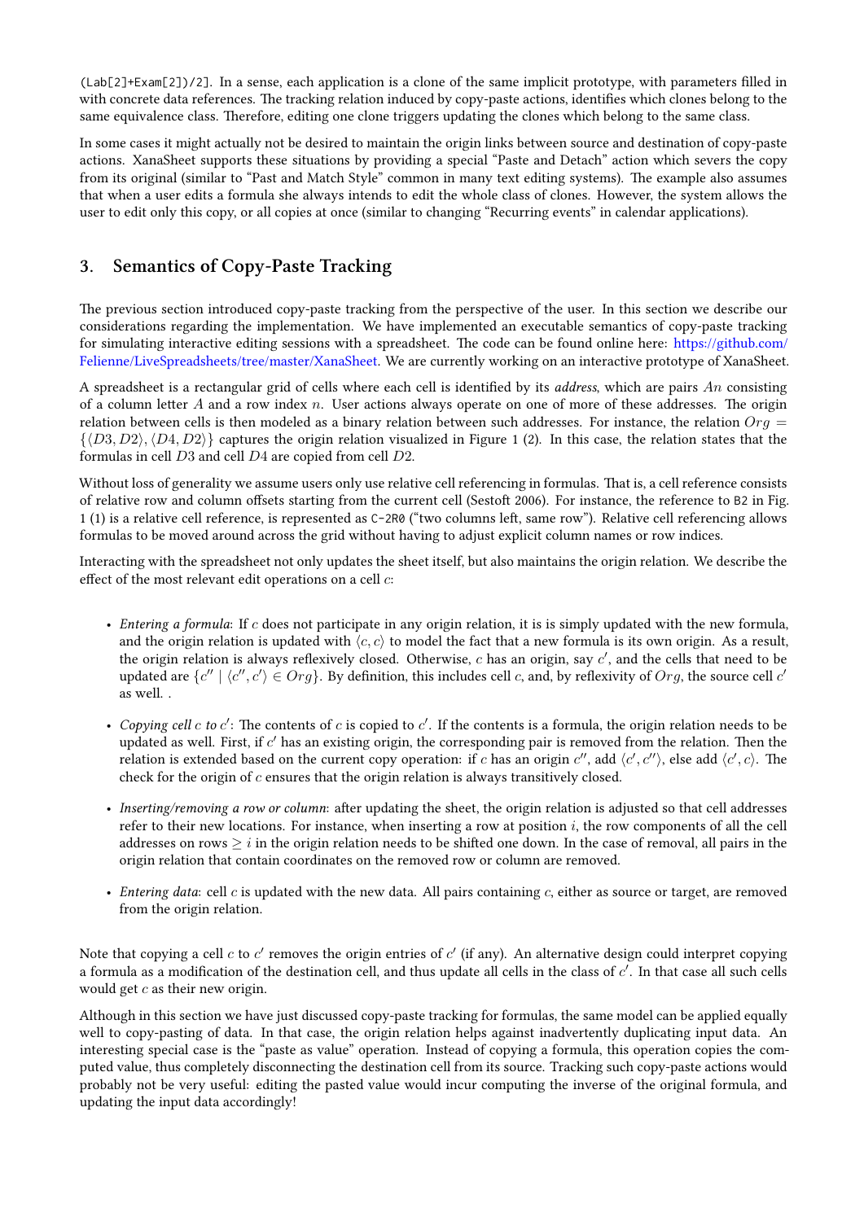`(Lab[2]+Exam[2])/2]`. In a sense, each application is a clone of the same implicit prototype, with parameters filled in with concrete data references. The tracking relation induced by copy-paste actions, identifies which clones belong to the same equivalence class. Therefore, editing one clone triggers updating the clones which belong to the same class.

In some cases it might actually not be desired to maintain the origin links between source and destination of copy-paste actions. XanaSheet supports these situations by providing a special "Paste and Detach" action which severs the copy from its original (similar to "Past and Match Style" common in many text editing systems). The example also assumes that when a user edits a formula she always intends to edit the whole class of clones. However, the system allows the user to edit only this copy, or all copies at once (similar to changing "Recurring events" in calendar applications).

## 3. Semantics of Copy-Paste Tracking

The previous section introduced copy-paste tracking from the perspective of the user. In this section we describe our considerations regarding the implementation. We have implemented an executable semantics of copy-paste tracking for simulating interactive editing sessions with a spreadsheet. The code can be found online here: https://github.com/Felienne/LiveSpreadsheets/tree/master/XanaSheet. We are currently working on an interactive prototype of XanaSheet.

A spreadsheet is a rectangular grid of cells where each cell is identified by its *address*, which are pairs $An$ consisting of a column letter $A$ and a row index $n$. User actions always operate on one of more of these addresses. The origin relation between cells is then modeled as a binary relation between such addresses. For instance, the relation $Org = \{\langle D3, D2\rangle, \langle D4, D2\rangle\}$ captures the origin relation visualized in Figure 1 (2). In this case, the relation states that the formulas in cell $D3$ and cell $D4$ are copied from cell $D2$.

Without loss of generality we assume users only use relative cell referencing in formulas. That is, a cell reference consists of relative row and column offsets starting from the current cell (Sestoft 2006). For instance, the reference to `B2` in Fig. 1 (1) is a relative cell reference, is represented as `C-2R0` ("two columns left, same row"). Relative cell referencing allows formulas to be moved around across the grid without having to adjust explicit column names or row indices.

Interacting with the spreadsheet not only updates the sheet itself, but also maintains the origin relation. We describe the effect of the most relevant edit operations on a cell $c$:

- *Entering a formula*: If $c$ does not participate in any origin relation, it is is simply updated with the new formula, and the origin relation is updated with $\langle c, c\rangle$ to model the fact that a new formula is its own origin. As a result, the origin relation is always reflexively closed. Otherwise, $c$ has an origin, say $c'$, and the cells that need to be updated are $\{c'' \mid \langle c'', c'\rangle \in Org\}$. By definition, this includes cell $c$, and, by reflexivity of $Org$, the source cell $c'$ as well. .
- *Copying cell $c$ to $c'$*: The contents of $c$ is copied to $c'$. If the contents is a formula, the origin relation needs to be updated as well. First, if $c'$ has an existing origin, the corresponding pair is removed from the relation. Then the relation is extended based on the current copy operation: if $c$ has an origin $c''$, add $\langle c', c''\rangle$, else add $\langle c', c\rangle$. The check for the origin of $c$ ensures that the origin relation is always transitively closed.
- *Inserting/removing a row or column*: after updating the sheet, the origin relation is adjusted so that cell addresses refer to their new locations. For instance, when inserting a row at position $i$, the row components of all the cell addresses on rows $\geq i$ in the origin relation needs to be shifted one down. In the case of removal, all pairs in the origin relation that contain coordinates on the removed row or column are removed.
- *Entering data*: cell $c$ is updated with the new data. All pairs containing $c$, either as source or target, are removed from the origin relation.

Note that copying a cell $c$ to $c'$ removes the origin entries of $c'$ (if any). An alternative design could interpret copying a formula as a modification of the destination cell, and thus update all cells in the class of $c'$. In that case all such cells would get $c$ as their new origin.

Although in this section we have just discussed copy-paste tracking for formulas, the same model can be applied equally well to copy-pasting of data. In that case, the origin relation helps against inadvertently duplicating input data. An interesting special case is the "paste as value" operation. Instead of copying a formula, this operation copies the computed value, thus completely disconnecting the destination cell from its source. Tracking such copy-paste actions would probably not be very useful: editing the pasted value would incur computing the inverse of the original formula, and updating the input data accordingly!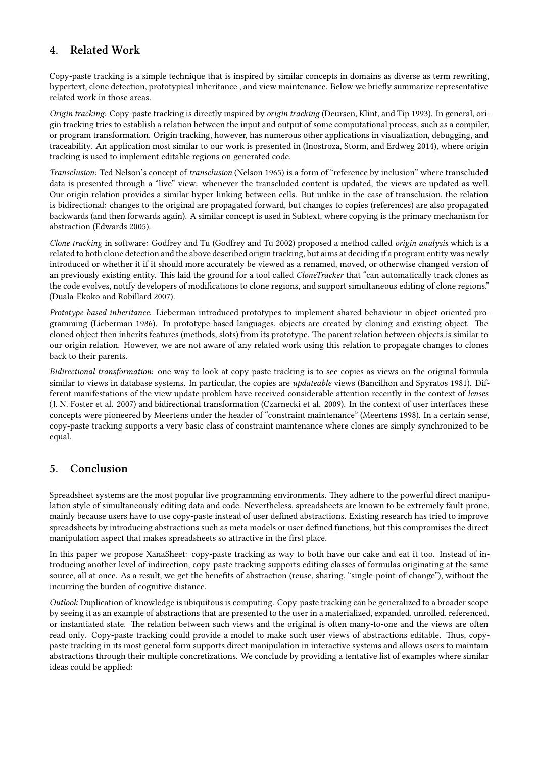## 4. Related Work

Copy-paste tracking is a simple technique that is inspired by similar concepts in domains as diverse as term rewriting, hypertext, clone detection, prototypical inheritance , and view maintenance. Below we briefly summarize representative related work in those areas.

*Origin tracking*: Copy-paste tracking is directly inspired by *origin tracking* (Deursen, Klint, and Tip 1993). In general, origin tracking tries to establish a relation between the input and output of some computational process, such as a compiler, or program transformation. Origin tracking, however, has numerous other applications in visualization, debugging, and traceability. An application most similar to our work is presented in (Inostroza, Storm, and Erdweg 2014), where origin tracking is used to implement editable regions on generated code.

*Transclusion*: Ted Nelson's concept of *transclusion* (Nelson 1965) is a form of "reference by inclusion" where transcluded data is presented through a "live" view: whenever the transcluded content is updated, the views are updated as well. Our origin relation provides a similar hyper-linking between cells. But unlike in the case of transclusion, the relation is bidirectional: changes to the original are propagated forward, but changes to copies (references) are also propagated backwards (and then forwards again). A similar concept is used in Subtext, where copying is the primary mechanism for abstraction (Edwards 2005).

*Clone tracking* in software: Godfrey and Tu (Godfrey and Tu 2002) proposed a method called *origin analysis* which is a related to both clone detection and the above described origin tracking, but aims at deciding if a program entity was newly introduced or whether it if it should more accurately be viewed as a renamed, moved, or otherwise changed version of an previously existing entity. This laid the ground for a tool called *CloneTracker* that "can automatically track clones as the code evolves, notify developers of modifications to clone regions, and support simultaneous editing of clone regions." (Duala-Ekoko and Robillard 2007).

*Prototype-based inheritance*: Lieberman introduced prototypes to implement shared behaviour in object-oriented programming (Lieberman 1986). In prototype-based languages, objects are created by cloning and existing object. The cloned object then inherits features (methods, slots) from its prototype. The parent relation between objects is similar to our origin relation. However, we are not aware of any related work using this relation to propagate changes to clones back to their parents.

*Bidirectional transformation*: one way to look at copy-paste tracking is to see copies as views on the original formula similar to views in database systems. In particular, the copies are *updateable* views (Bancilhon and Spyratos 1981). Different manifestations of the view update problem have received considerable attention recently in the context of *lenses* (J. N. Foster et al. 2007) and bidirectional transformation (Czarnecki et al. 2009). In the context of user interfaces these concepts were pioneered by Meertens under the header of "constraint maintenance" (Meertens 1998). In a certain sense, copy-paste tracking supports a very basic class of constraint maintenance where clones are simply synchronized to be equal.

## 5. Conclusion

Spreadsheet systems are the most popular live programming environments. They adhere to the powerful direct manipulation style of simultaneously editing data and code. Nevertheless, spreadsheets are known to be extremely fault-prone, mainly because users have to use copy-paste instead of user defined abstractions. Existing research has tried to improve spreadsheets by introducing abstractions such as meta models or user defined functions, but this compromises the direct manipulation aspect that makes spreadsheets so attractive in the first place.

In this paper we propose XanaSheet: copy-paste tracking as way to both have our cake and eat it too. Instead of introducing another level of indirection, copy-paste tracking supports editing classes of formulas originating at the same source, all at once. As a result, we get the benefits of abstraction (reuse, sharing, "single-point-of-change"), without the incurring the burden of cognitive distance.

*Outlook* Duplication of knowledge is ubiquitous is computing. Copy-paste tracking can be generalized to a broader scope by seeing it as an example of abstractions that are presented to the user in a materialized, expanded, unrolled, referenced, or instantiated state. The relation between such views and the original is often many-to-one and the views are often read only. Copy-paste tracking could provide a model to make such user views of abstractions editable. Thus, copy-paste tracking in its most general form supports direct manipulation in interactive systems and allows users to maintain abstractions through their multiple concretizations. We conclude by providing a tentative list of examples where similar ideas could be applied: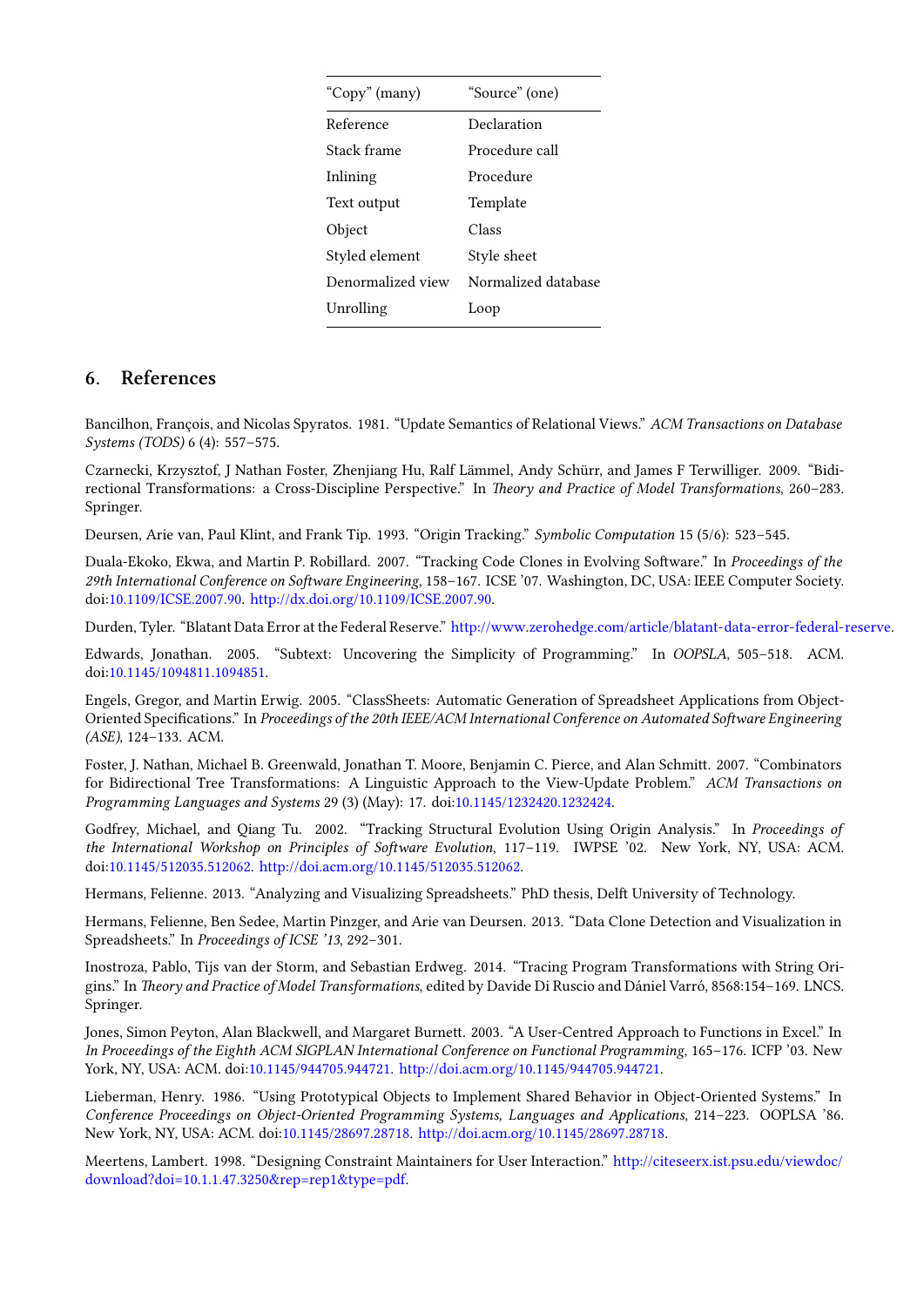| “Copy” (many) | “Source” (one) |
|---|---|
| Reference | Declaration |
| Stack frame | Procedure call |
| Inlining | Procedure |
| Text output | Template |
| Object | Class |
| Styled element | Style sheet |
| Denormalized view | Normalized database |
| Unrolling | Loop |

## 6. References

Bancilhon, François, and Nicolas Spyratos. 1981. “Update Semantics of Relational Views.” *ACM Transactions on Database Systems (TODS)* 6 (4): 557–575.

Czarnecki, Krzysztof, J Nathan Foster, Zhenjiang Hu, Ralf Lämmel, Andy Schürr, and James F Terwilliger. 2009. “Bidirectional Transformations: a Cross-Discipline Perspective.” In *Theory and Practice of Model Transformations*, 260–283. Springer.

Deursen, Arie van, Paul Klint, and Frank Tip. 1993. “Origin Tracking.” *Symbolic Computation* 15 (5/6): 523–545.

Duala-Ekoko, Ekwa, and Martin P. Robillard. 2007. “Tracking Code Clones in Evolving Software.” In *Proceedings of the 29th International Conference on Software Engineering*, 158–167. ICSE ’07. Washington, DC, USA: IEEE Computer Society. doi:10.1109/ICSE.2007.90. http://dx.doi.org/10.1109/ICSE.2007.90.

Durden, Tyler. “Blatant Data Error at the Federal Reserve.” http://www.zerohedge.com/article/blatant-data-error-federal-reserve.

Edwards, Jonathan. 2005. “Subtext: Uncovering the Simplicity of Programming.” In *OOPSLA*, 505–518. ACM. doi:10.1145/1094811.1094851.

Engels, Gregor, and Martin Erwig. 2005. “ClassSheets: Automatic Generation of Spreadsheet Applications from Object-Oriented Specifications.” In *Proceedings of the 20th IEEE/ACM International Conference on Automated Software Engineering (ASE)*, 124–133. ACM.

Foster, J. Nathan, Michael B. Greenwald, Jonathan T. Moore, Benjamin C. Pierce, and Alan Schmitt. 2007. “Combinators for Bidirectional Tree Transformations: A Linguistic Approach to the View-Update Problem.” *ACM Transactions on Programming Languages and Systems* 29 (3) (May): 17. doi:10.1145/1232420.1232424.

Godfrey, Michael, and Qiang Tu. 2002. “Tracking Structural Evolution Using Origin Analysis.” In *Proceedings of the International Workshop on Principles of Software Evolution*, 117–119. IWPSE ’02. New York, NY, USA: ACM. doi:10.1145/512035.512062. http://doi.acm.org/10.1145/512035.512062.

Hermans, Felienne. 2013. “Analyzing and Visualizing Spreadsheets.” PhD thesis, Delft University of Technology.

Hermans, Felienne, Ben Sedee, Martin Pinzger, and Arie van Deursen. 2013. “Data Clone Detection and Visualization in Spreadsheets.” In *Proceedings of ICSE ’13*, 292–301.

Inostroza, Pablo, Tijs van der Storm, and Sebastian Erdweg. 2014. “Tracing Program Transformations with String Origins.” In *Theory and Practice of Model Transformations*, edited by Davide Di Ruscio and Dániel Varró, 8568:154–169. LNCS. Springer.

Jones, Simon Peyton, Alan Blackwell, and Margaret Burnett. 2003. “A User-Centred Approach to Functions in Excel.” In *In Proceedings of the Eighth ACM SIGPLAN International Conference on Functional Programming*, 165–176. ICFP ’03. New York, NY, USA: ACM. doi:10.1145/944705.944721. http://doi.acm.org/10.1145/944705.944721.

Lieberman, Henry. 1986. “Using Prototypical Objects to Implement Shared Behavior in Object-Oriented Systems.” In *Conference Proceedings on Object-Oriented Programming Systems, Languages and Applications*, 214–223. OOPLSA ’86. New York, NY, USA: ACM. doi:10.1145/28697.28718. http://doi.acm.org/10.1145/28697.28718.

Meertens, Lambert. 1998. “Designing Constraint Maintainers for User Interaction.” http://citeseerx.ist.psu.edu/viewdoc/download?doi=10.1.1.47.3250&rep=rep1&type=pdf.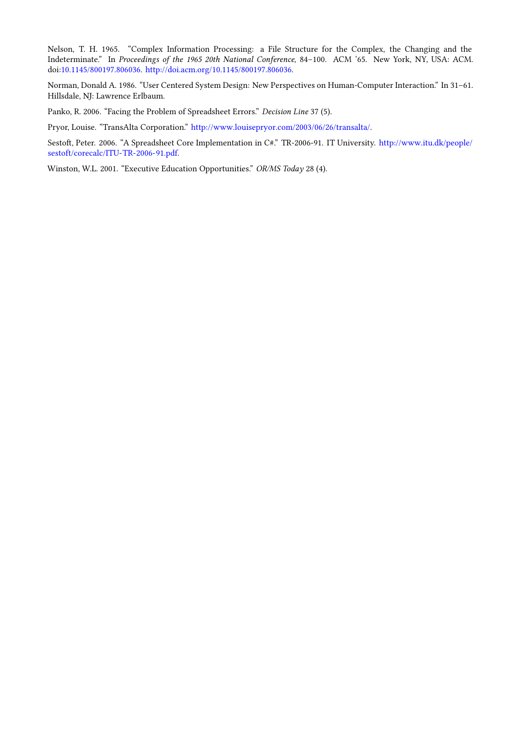Nelson, T. H. 1965. "Complex Information Processing: a File Structure for the Complex, the Changing and the Indeterminate." In *Proceedings of the 1965 20th National Conference*, 84–100. ACM '65. New York, NY, USA: ACM. doi:10.1145/800197.806036. http://doi.acm.org/10.1145/800197.806036.

Norman, Donald A. 1986. "User Centered System Design: New Perspectives on Human-Computer Interaction." In 31–61. Hillsdale, NJ: Lawrence Erlbaum.

Panko, R. 2006. "Facing the Problem of Spreadsheet Errors." *Decision Line* 37 (5).

Pryor, Louise. "TransAlta Corporation." http://www.louisepryor.com/2003/06/26/transalta/.

Sestoft, Peter. 2006. "A Spreadsheet Core Implementation in C#." TR-2006-91. IT University. http://www.itu.dk/people/sestoft/corecalc/ITU-TR-2006-91.pdf.

Winston, W.L. 2001. "Executive Education Opportunities." *OR/MS Today* 28 (4).